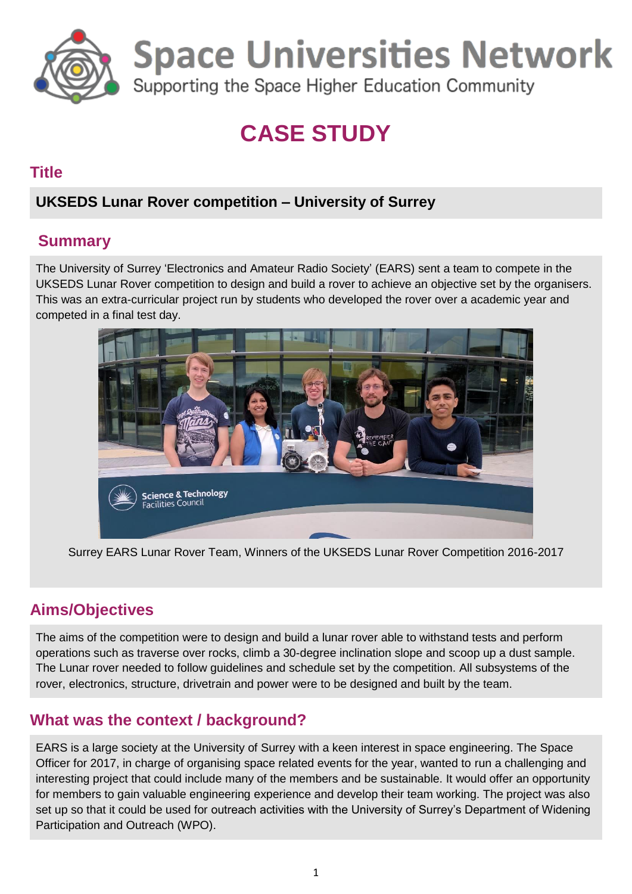# Space Universities Network

Supporting the Space Higher Education Community

# CASE STUDY

## Title

**UKSEDS Lunar Rover competition – University of Surrey**

## Summary

The University of Surrey 'Electronics and Amateur Radio Society' (EARS) sent a team to compete in the UKSEDS Lunar Rover competition to design and build a rover to achieve an objective set by the organisers. This was an extra-curricular project run by students who developed the rover over a academic year and competed in a final test day.

Surrey EARS Lunar Rover Team, Winners of the UKSEDS Lunar Rover Competition 2016-2017

## Aims/Objectives

The aims of the competition were to design and build a lunar rover able to withstand tests and perform operations such as traverse over rocks, climb a 30-degree inclination slope and scoop up a dust sample. The Lunar rover needed to follow guidelines and schedule set by the competition. All subsystems of the rover, electronics, structure, drivetrain and power were to be designed and built by the team.

## What was the context / background?

EARS is a large society at the University of Surrey with a keen interest in space engineering. The Space Officer for 2017, in charge of organising space related events for the year, wanted to run a challenging and interesting project that could include many of the members and be sustainable. It would offer an opportunity for members to gain valuable engineering experience and develop their team working. The project was also set up so that it could be used for outreach activities with the University of Surrey's Department of Widening Participation and Outreach (WPO).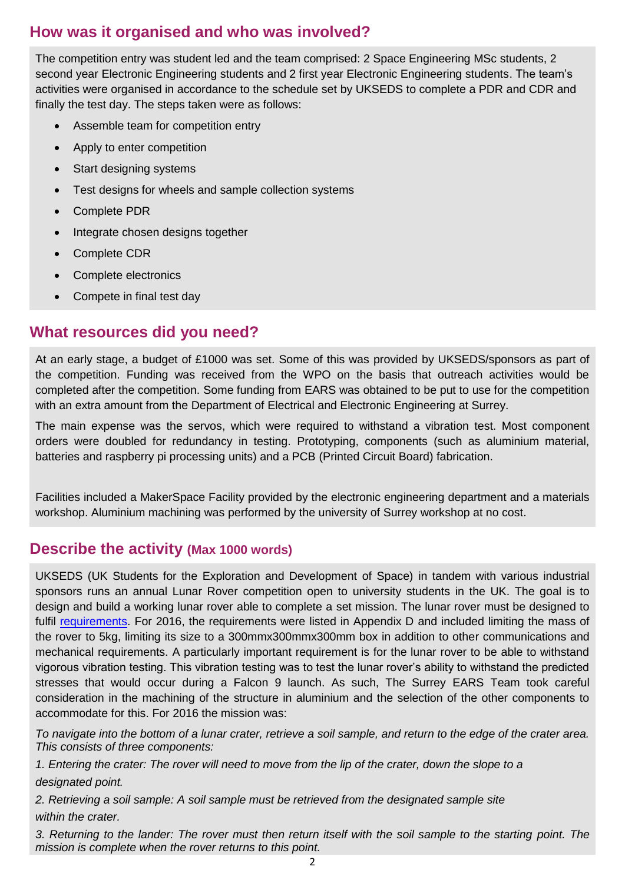## How was it organised and who was involved?

The competition entry was student led and the team comprised: 2 Space Engineering MSc students, 2 second year Electronic Engineering students and 2 first year Electronic Engineering students. The team's activities were organised in accordance to the schedule set by UKSEDS to complete a PDR and CDR and finally the test day. The steps taken were as follows:

- Assemble team for competition entry
- Apply to enter competition
- Start designing systems
- Test designs for wheels and sample collection systems
- Complete PDR
- Integrate chosen designs together
- Complete CDR
- Complete electronics
- Compete in final test day

## What resources did you need?

At an early stage, a budget of £1000 was set. Some of this was provided by UKSEDS/sponsors as part of the competition. Funding was received from the WPO on the basis that outreach activities would be completed after the competition. Some funding from EARS was obtained to be put to use for the competition with an extra amount from the Department of Electrical and Electronic Engineering at Surrey.

The main expense was the servos, which were required to withstand a vibration test. Most component orders were doubled for redundancy in testing. Prototyping, components (such as aluminium material, batteries and raspberry pi processing units) and a PCB (Printed Circuit Board) fabrication.

Facilities included a MakerSpace Facility provided by the electronic engineering department and a materials workshop. Aluminium machining was performed by the university of Surrey workshop at no cost.

## Describe the activity (Max 1000 words)

UKSEDS (UK Students for the Exploration and Development of Space) in tandem with various industrial sponsors runs an annual Lunar Rover competition open to university students in the UK. The goal is to design and build a working lunar rover able to complete a set mission. The lunar rover must be designed to fulfil requirements. For 2016, the requirements were listed in Appendix D and included limiting the mass of the rover to 5kg, limiting its size to a 300mmx300mmx300mm box in addition to other communications and mechanical requirements. A particularly important requirement is for the lunar rover to be able to withstand vigorous vibration testing. This vibration testing was to test the lunar rover's ability to withstand the predicted stresses that would occur during a Falcon 9 launch. As such, The Surrey EARS Team took careful consideration in the machining of the structure in aluminium and the selection of the other components to accommodate for this. For 2016 the mission was:

*To navigate into the bottom of a lunar crater, retrieve a soil sample, and return to the edge of the crater area. This consists of three components:*

*1. Entering the crater: The rover will need to move from the lip of the crater, down the slope to a designated point.*

*2. Retrieving a soil sample: A soil sample must be retrieved from the designated sample site within the crater.*

*3. Returning to the lander: The rover must then return itself with the soil sample to the starting point. The mission is complete when the rover returns to this point.*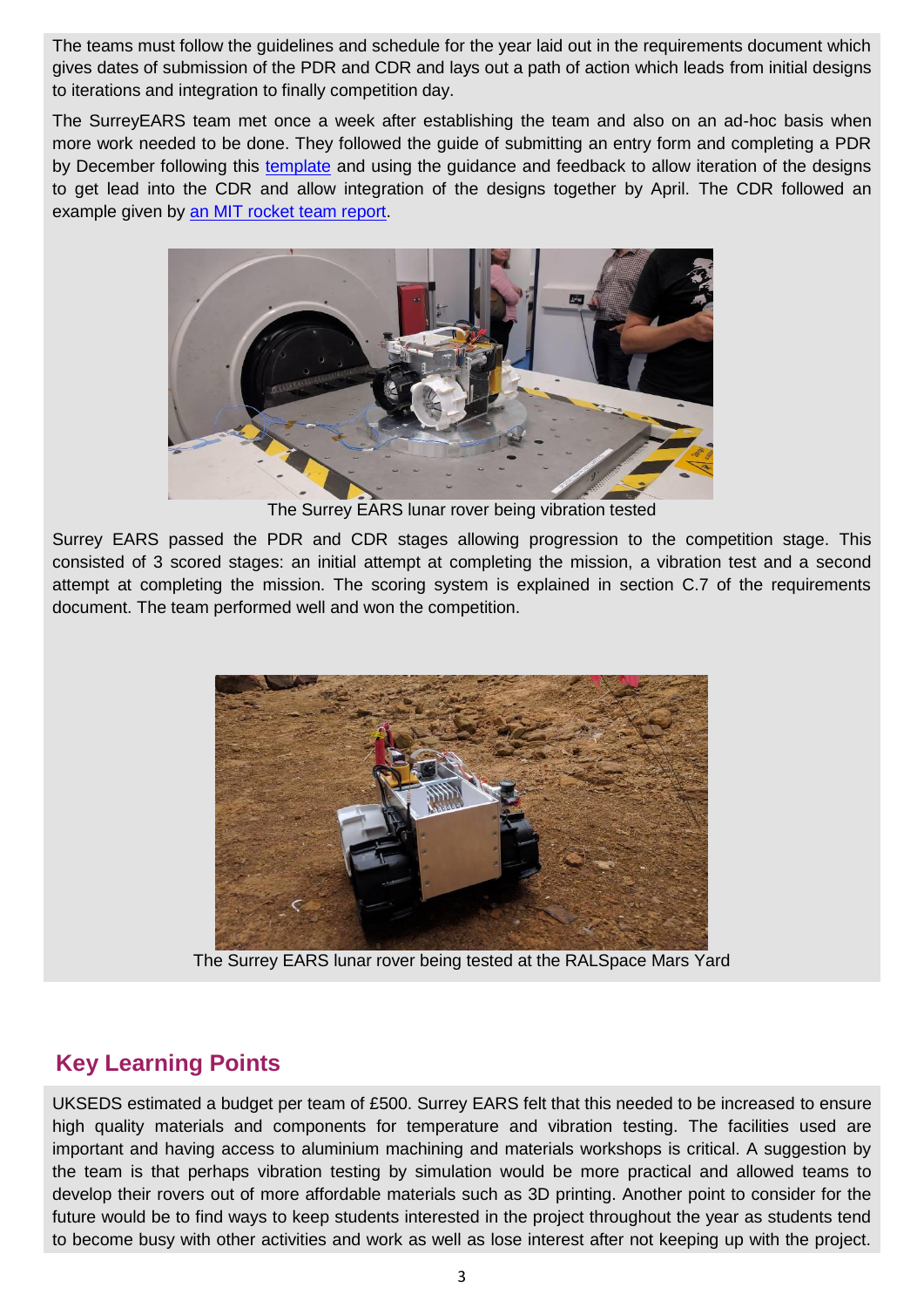The teams must follow the guidelines and schedule for the year laid out in the requirements document which gives dates of submission of the PDR and CDR and lays out a path of action which leads from initial designs to iterations and integration to finally competition day.

The SurreyEARS team met once a week after establishing the team and also on an ad-hoc basis when more work needed to be done. They followed the guide of submitting an entry form and completing a PDR by December following this template and using the guidance and feedback to allow iteration of the designs to get lead into the CDR and allow integration of the designs together by April. The CDR followed an example given by an MIT rocket team report.

The Surrey EARS lunar rover being vibration tested

Surrey EARS passed the PDR and CDR stages allowing progression to the competition stage. This consisted of 3 scored stages: an initial attempt at completing the mission, a vibration test and a second attempt at completing the mission. The scoring system is explained in section C.7 of the requirements document. The team performed well and won the competition.

The Surrey EARS lunar rover being tested at the RALSpace Mars Yard

## Key Learning Points

UKSEDS estimated a budget per team of £500. Surrey EARS felt that this needed to be increased to ensure high quality materials and components for temperature and vibration testing. The facilities used are important and having access to aluminium machining and materials workshops is critical. A suggestion by the team is that perhaps vibration testing by simulation would be more practical and allowed teams to develop their rovers out of more affordable materials such as 3D printing. Another point to consider for the future would be to find ways to keep students interested in the project throughout the year as students tend to become busy with other activities and work as well as lose interest after not keeping up with the project.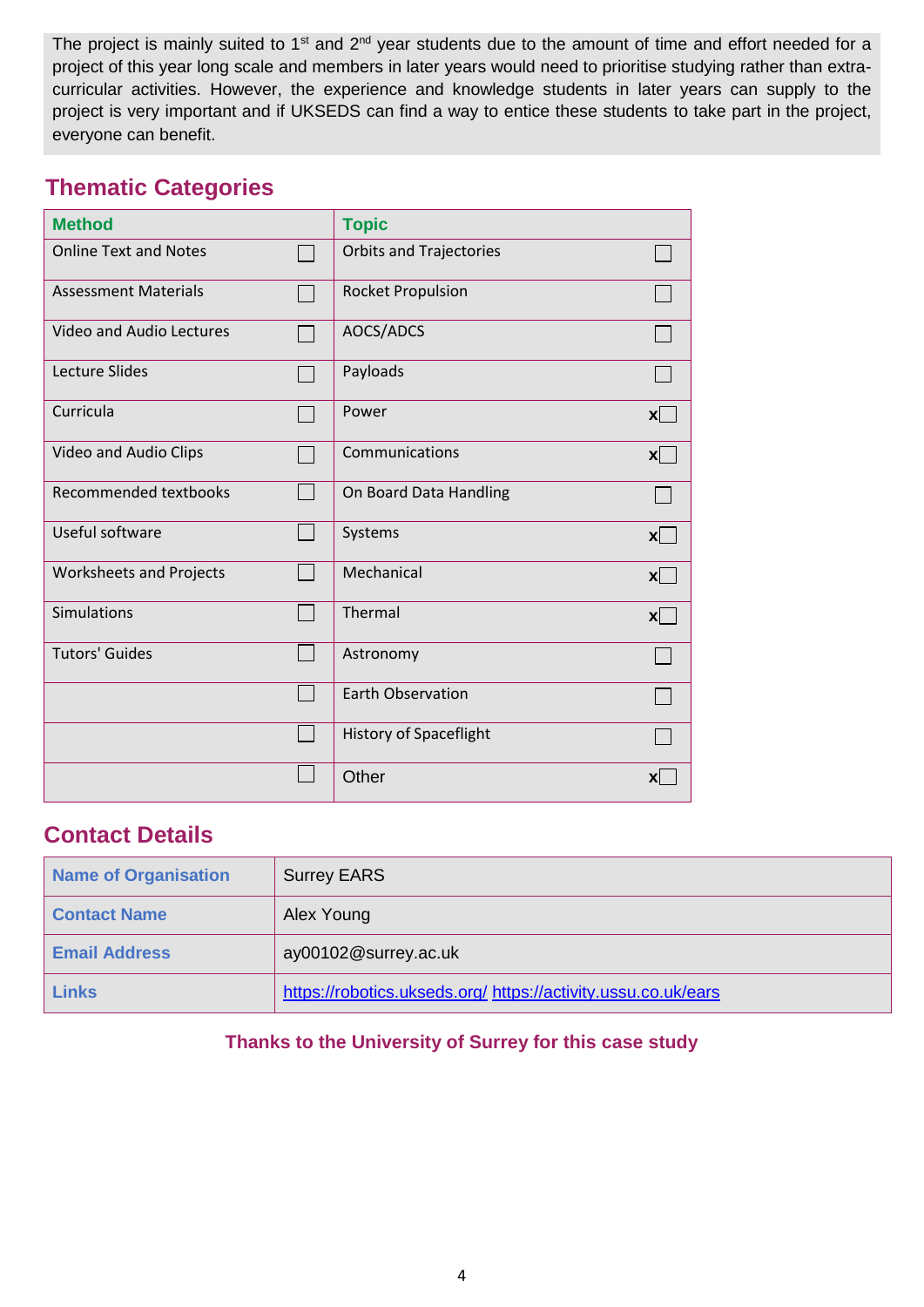The project is mainly suited to 1st and 2nd year students due to the amount of time and effort needed for a project of this year long scale and members in later years would need to prioritise studying rather than extra-curricular activities. However, the experience and knowledge students in later years can supply to the project is very important and if UKSEDS can find a way to entice these students to take part in the project, everyone can benefit.

## Thematic Categories

| Method | | Topic | |
|---|---|---|---|
| Online Text and Notes | ☐ | Orbits and Trajectories | ☐ |
| Assessment Materials | ☐ | Rocket Propulsion | ☐ |
| Video and Audio Lectures | ☐ | AOCS/ADCS | ☐ |
| Lecture Slides | ☐ | Payloads | ☐ |
| Curricula | ☐ | Power | x☐ |
| Video and Audio Clips | ☐ | Communications | x☐ |
| Recommended textbooks | ☐ | On Board Data Handling | ☐ |
| Useful software | ☐ | Systems | x☐ |
| Worksheets and Projects | ☐ | Mechanical | x☐ |
| Simulations | ☐ | Thermal | x☐ |
| Tutors' Guides | ☐ | Astronomy | ☐ |
| | ☐ | Earth Observation | ☐ |
| | ☐ | History of Spaceflight | ☐ |
| | ☐ | Other | x☐ |

## Contact Details

| | |
|---|---|
| **Name of Organisation** | Surrey EARS |
| **Contact Name** | Alex Young |
| **Email Address** | ay00102@surrey.ac.uk |
| **Links** | https://robotics.ukseds.org/ https://activity.ussu.co.uk/ears |

**Thanks to the University of Surrey for this case study**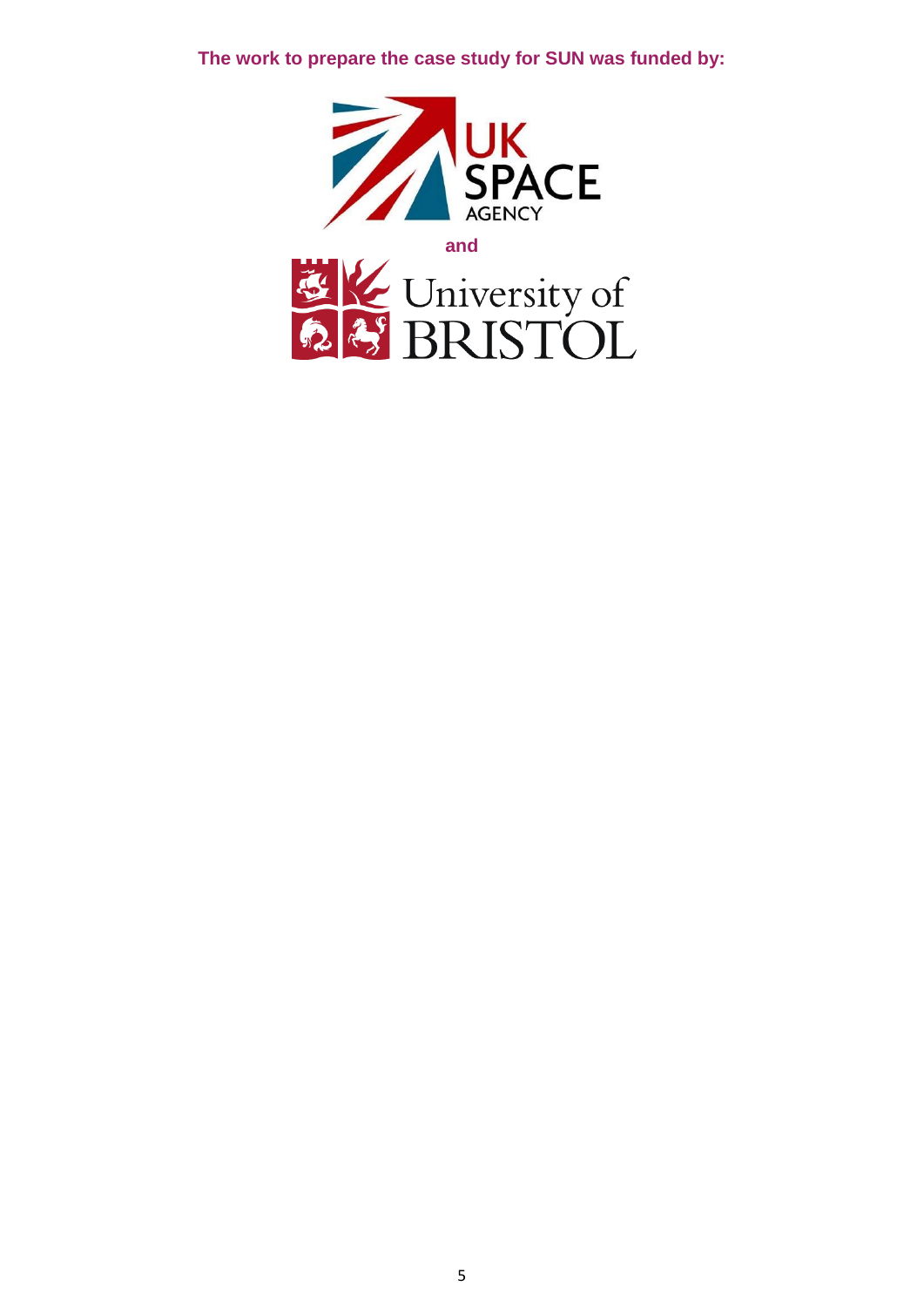**The work to prepare the case study for SUN was funded by:**

UK SPACE AGENCY

**and**

University of BRISTOL